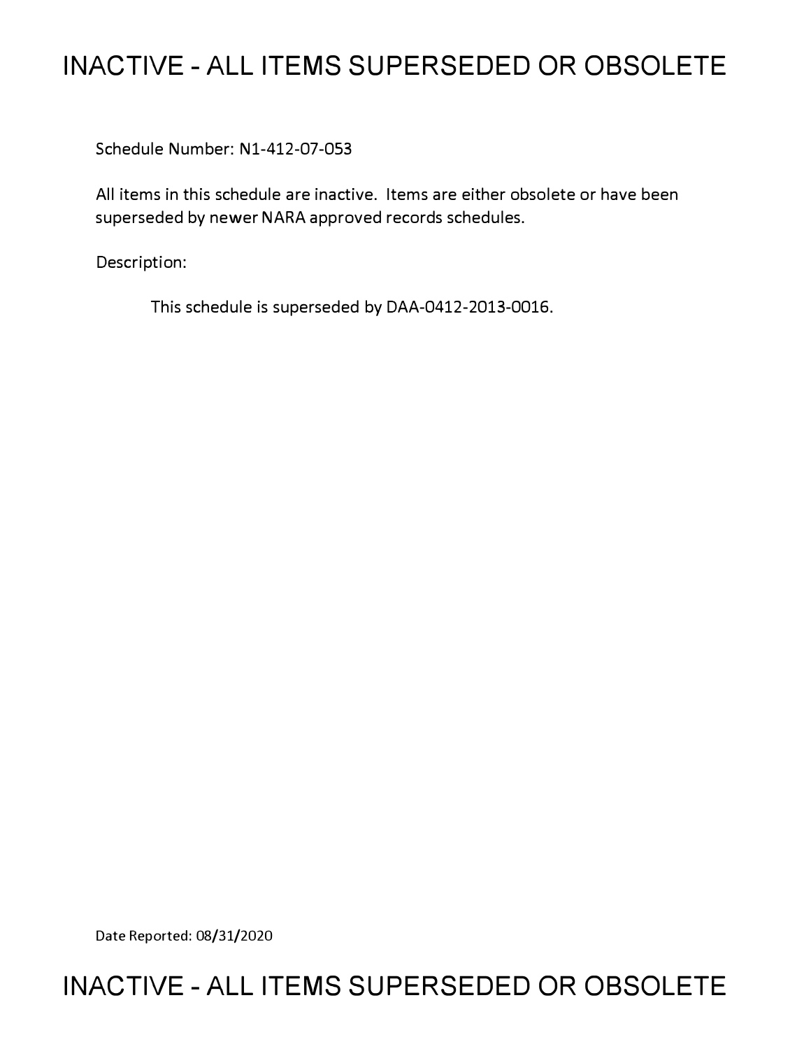# INACTIVE - ALL ITEMS SUPERSEDED OR OBSOLETE

Schedule Number: N1-412-07-053

All items in this schedule are inactive. Items are either obsolete or have been superseded by newer NARA approved records schedules.

Description:

This schedule is superseded by DAA-0412-2013-0016.

Date Reported: 08/31/2020

# INACTIVE - ALL ITEMS SUPERSEDED OR OBSOLETE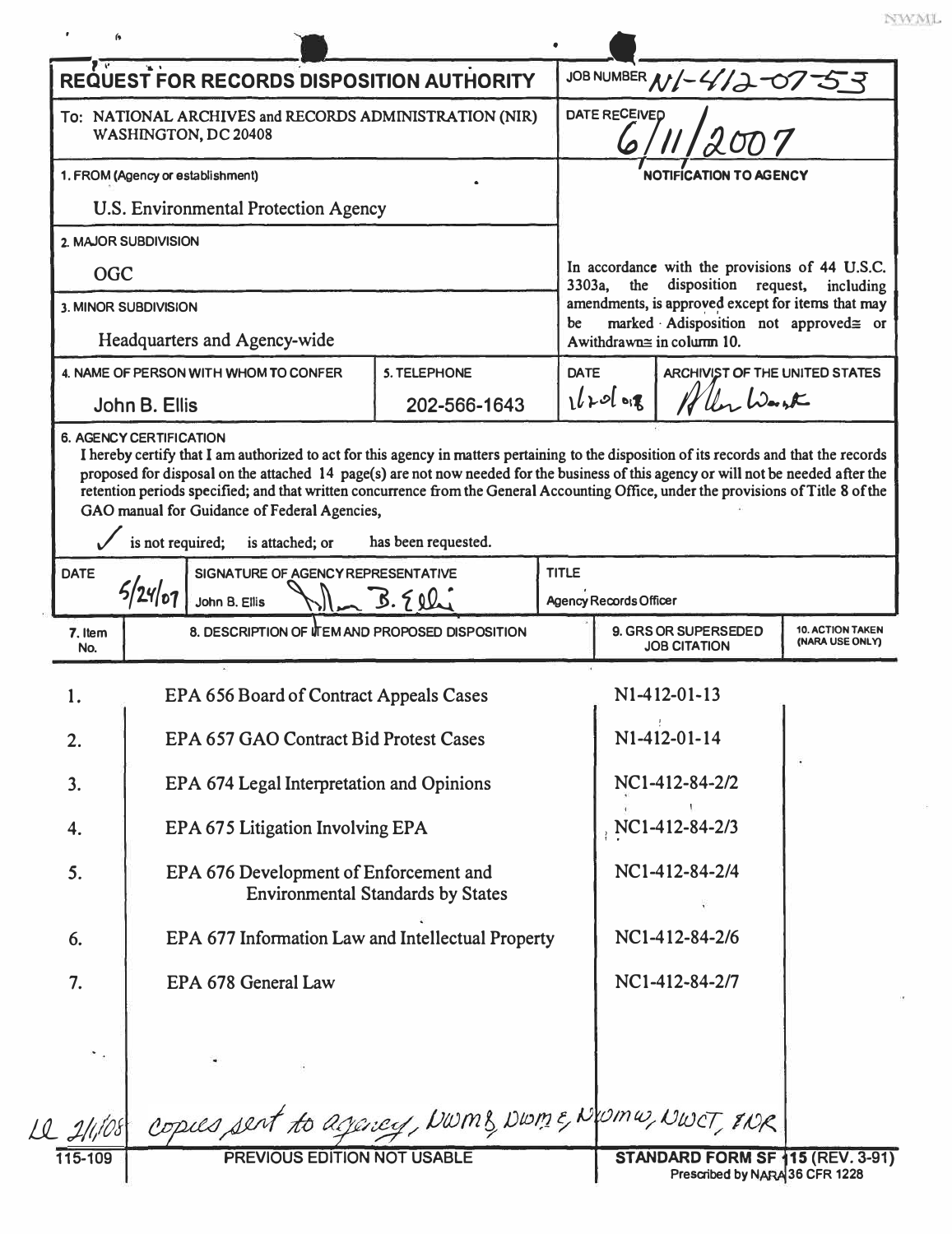# REQUEST FOR RECORDS DISPOSITION AUTHORITY

**JOB NUMBER** N1-412-07-53

**To:** NATIONAL ARCHIVES and RECORDS ADMINISTRATION (NIR) WASHINGTON, DC 20408

**DATE RECEIVED** 6/11/2007

**1. FROM (Agency or establishment)**
U.S. Environmental Protection Agency

**2. MAJOR SUBDIVISION**
OGC

**3. MINOR SUBDIVISION**
Headquarters and Agency-wide

**NOTIFICATION TO AGENCY**

In accordance with the provisions of 44 U.S.C. 3303a, the disposition request, including amendments, is approved except for items that may be marked Adisposition not approved≅ or Awithdrawn≅ in column 10.

**4. NAME OF PERSON WITH WHOM TO CONFER**
John B. Ellis

**5. TELEPHONE**
202-566-1643

**DATE** 1/20/08

**ARCHIVIST OF THE UNITED STATES** Allen Weinstein

**6. AGENCY CERTIFICATION**

I hereby certify that I am authorized to act for this agency in matters pertaining to the disposition of its records and that the records proposed for disposal on the attached 14 page(s) are not now needed for the business of this agency or will not be needed after the retention periods specified; and that written concurrence from the General Accounting Office, under the provisions of Title 8 of the GAO manual for Guidance of Federal Agencies,

✓ is not required; is attached; or has been requested.

**DATE** 5/24/07

**SIGNATURE OF AGENCY REPRESENTATIVE** John B. Ellis

**TITLE** Agency Records Officer

| 7. Item No. | 8. DESCRIPTION OF ITEM AND PROPOSED DISPOSITION | 9. GRS OR SUPERSEDED JOB CITATION | 10. ACTION TAKEN (NARA USE ONLY) |
|---|---|---|---|
| 1. | EPA 656 Board of Contract Appeals Cases | N1-412-01-13 | |
| 2. | EPA 657 GAO Contract Bid Protest Cases | N1-412-01-14 | |
| 3. | EPA 674 Legal Interpretation and Opinions | NC1-412-84-2/2 | |
| 4. | EPA 675 Litigation Involving EPA | NC1-412-84-2/3 | |
| 5. | EPA 676 Development of Enforcement and Environmental Standards by States | NC1-412-84-2/4 | |
| 6. | EPA 677 Information Law and Intellectual Property | NC1-412-84-2/6 | |
| 7. | EPA 678 General Law | NC1-412-84-2/7 | |

LL 2/1/08 copies sent to agency, NWMB, NWME, NWMW, NWCT, NR

115-109 PREVIOUS EDITION NOT USABLE

STANDARD FORM SF 115 (REV. 3-91) Prescribed by NARA 36 CFR 1228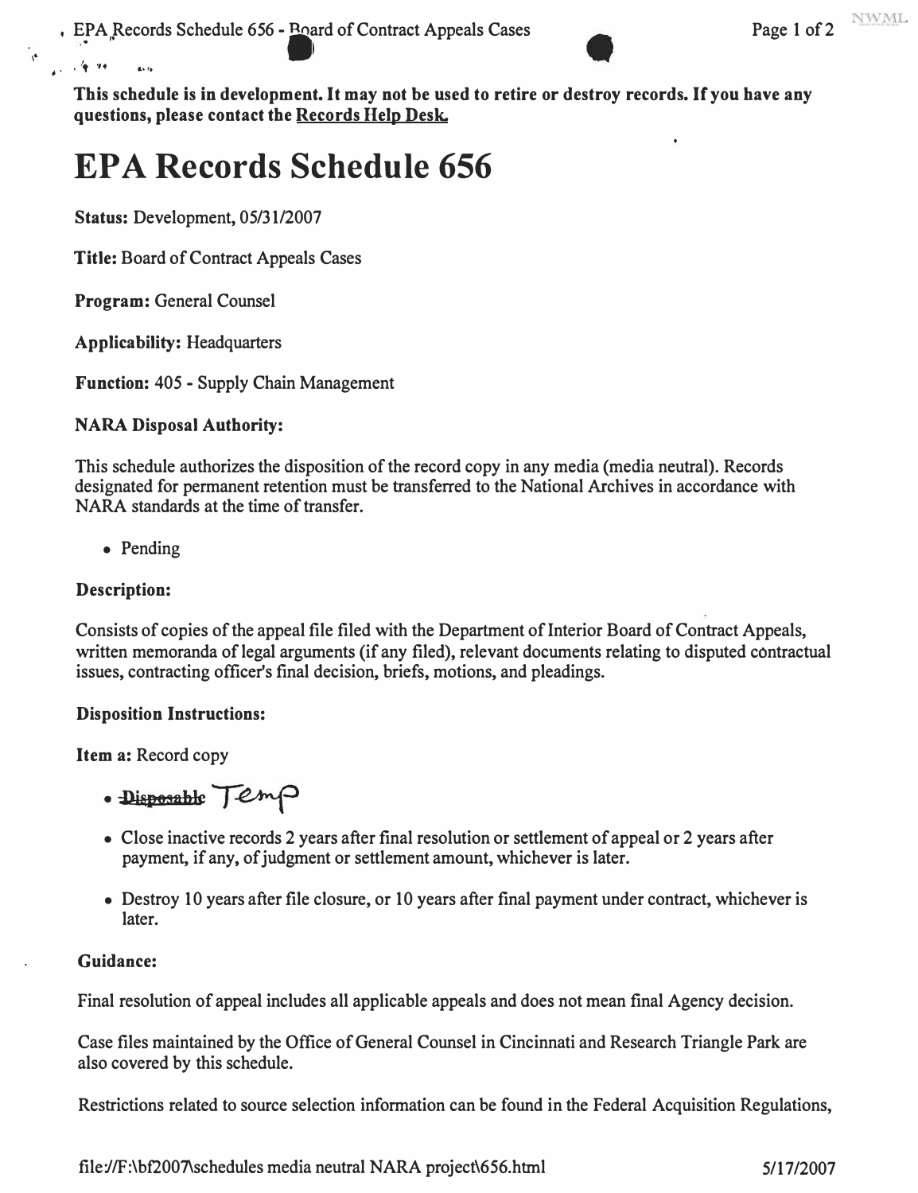**This schedule is in development. It may not be used to retire or destroy records. If you have any questions, please contact the Records Help Desk.**

# EPA Records Schedule 656

**Status:** Development, 05/31/2007

**Title:** Board of Contract Appeals Cases

**Program:** General Counsel

**Applicability:** Headquarters

**Function:** 405 - Supply Chain Management

**NARA Disposal Authority:**

This schedule authorizes the disposition of the record copy in any media (media neutral). Records designated for permanent retention must be transferred to the National Archives in accordance with NARA standards at the time of transfer.

- Pending

**Description:**

Consists of copies of the appeal file filed with the Department of Interior Board of Contract Appeals, written memoranda of legal arguments (if any filed), relevant documents relating to disputed contractual issues, contracting officer's final decision, briefs, motions, and pleadings.

**Disposition Instructions:**

**Item a:** Record copy

- ~~Disposable~~ Temp
- Close inactive records 2 years after final resolution or settlement of appeal or 2 years after payment, if any, of judgment or settlement amount, whichever is later.
- Destroy 10 years after file closure, or 10 years after final payment under contract, whichever is later.

**Guidance:**

Final resolution of appeal includes all applicable appeals and does not mean final Agency decision.

Case files maintained by the Office of General Counsel in Cincinnati and Research Triangle Park are also covered by this schedule.

Restrictions related to source selection information can be found in the Federal Acquisition Regulations,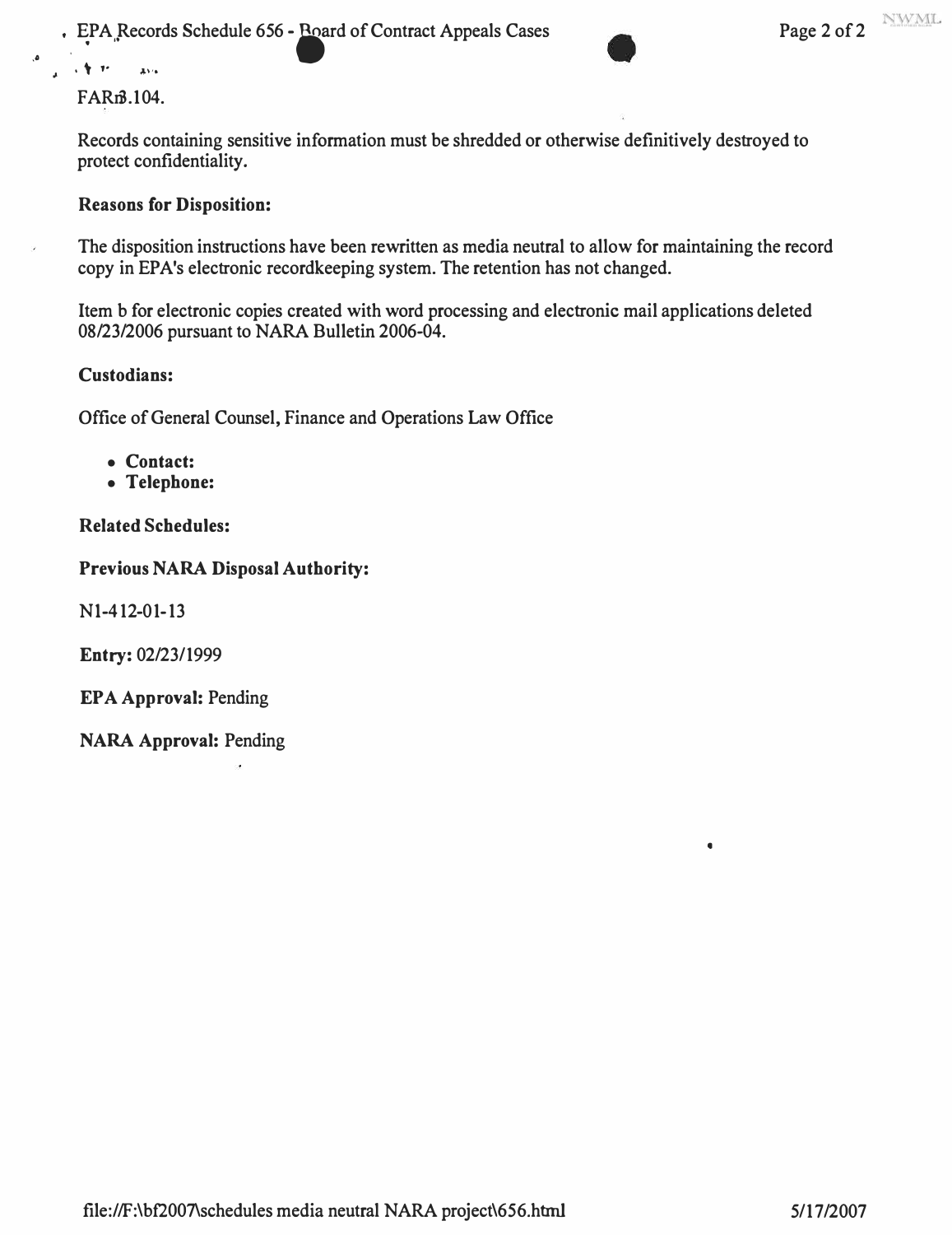FARß.104.

Records containing sensitive information must be shredded or otherwise definitively destroyed to protect confidentiality.

**Reasons for Disposition:**

The disposition instructions have been rewritten as media neutral to allow for maintaining the record copy in EPA's electronic recordkeeping system. The retention has not changed.

Item b for electronic copies created with word processing and electronic mail applications deleted 08/23/2006 pursuant to NARA Bulletin 2006-04.

**Custodians:**

Office of General Counsel, Finance and Operations Law Office

- **Contact:**
- **Telephone:**

**Related Schedules:**

**Previous NARA Disposal Authority:**

N1-412-01-13

**Entry:** 02/23/1999

**EPA Approval:** Pending

**NARA Approval:** Pending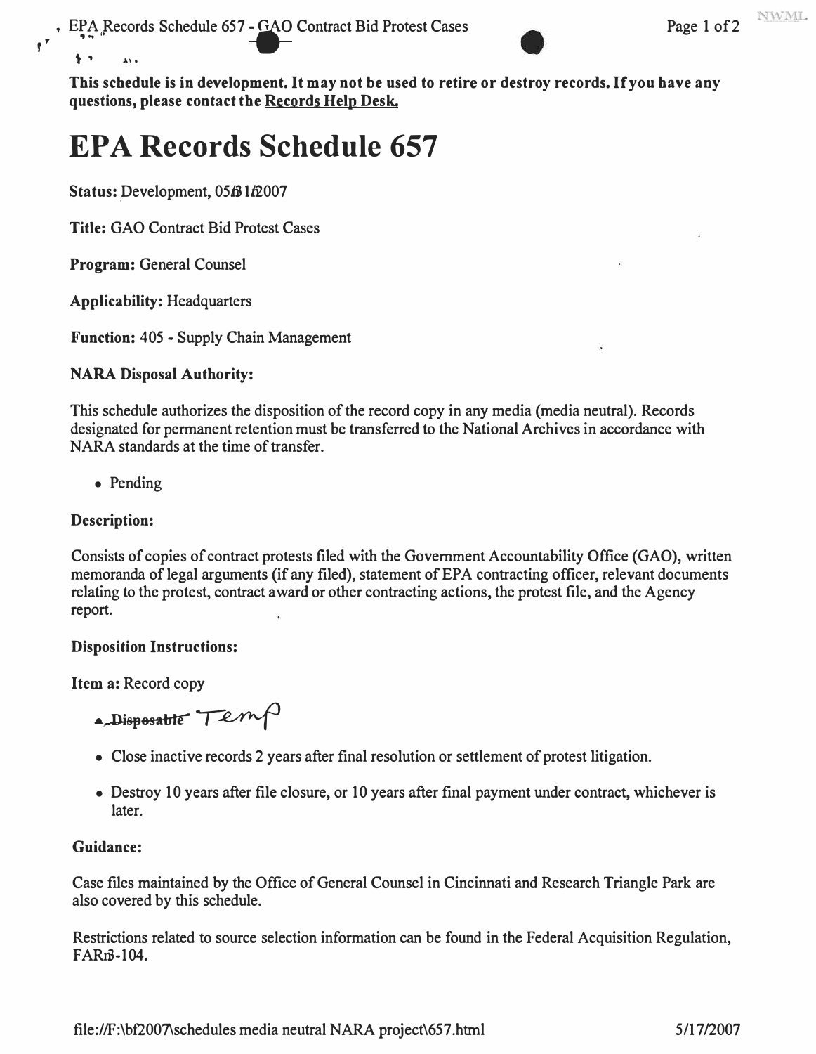This schedule is in development. It may not be used to retire or destroy records. If you have any questions, please contact the Records Help Desk.

# EPA Records Schedule 657

**Status:** Development, 05/31/2007

**Title:** GAO Contract Bid Protest Cases

**Program:** General Counsel

**Applicability:** Headquarters

**Function:** 405 - Supply Chain Management

**NARA Disposal Authority:**

This schedule authorizes the disposition of the record copy in any media (media neutral). Records designated for permanent retention must be transferred to the National Archives in accordance with NARA standards at the time of transfer.

- Pending

**Description:**

Consists of copies of contract protests filed with the Government Accountability Office (GAO), written memoranda of legal arguments (if any filed), statement of EPA contracting officer, relevant documents relating to the protest, contract award or other contracting actions, the protest file, and the Agency report.

**Disposition Instructions:**

**Item a:** Record copy

- ~~Disposable~~ Temp
- Close inactive records 2 years after final resolution or settlement of protest litigation.
- Destroy 10 years after file closure, or 10 years after final payment under contract, whichever is later.

**Guidance:**

Case files maintained by the Office of General Counsel in Cincinnati and Research Triangle Park are also covered by this schedule.

Restrictions related to source selection information can be found in the Federal Acquisition Regulation, FAR 3-104.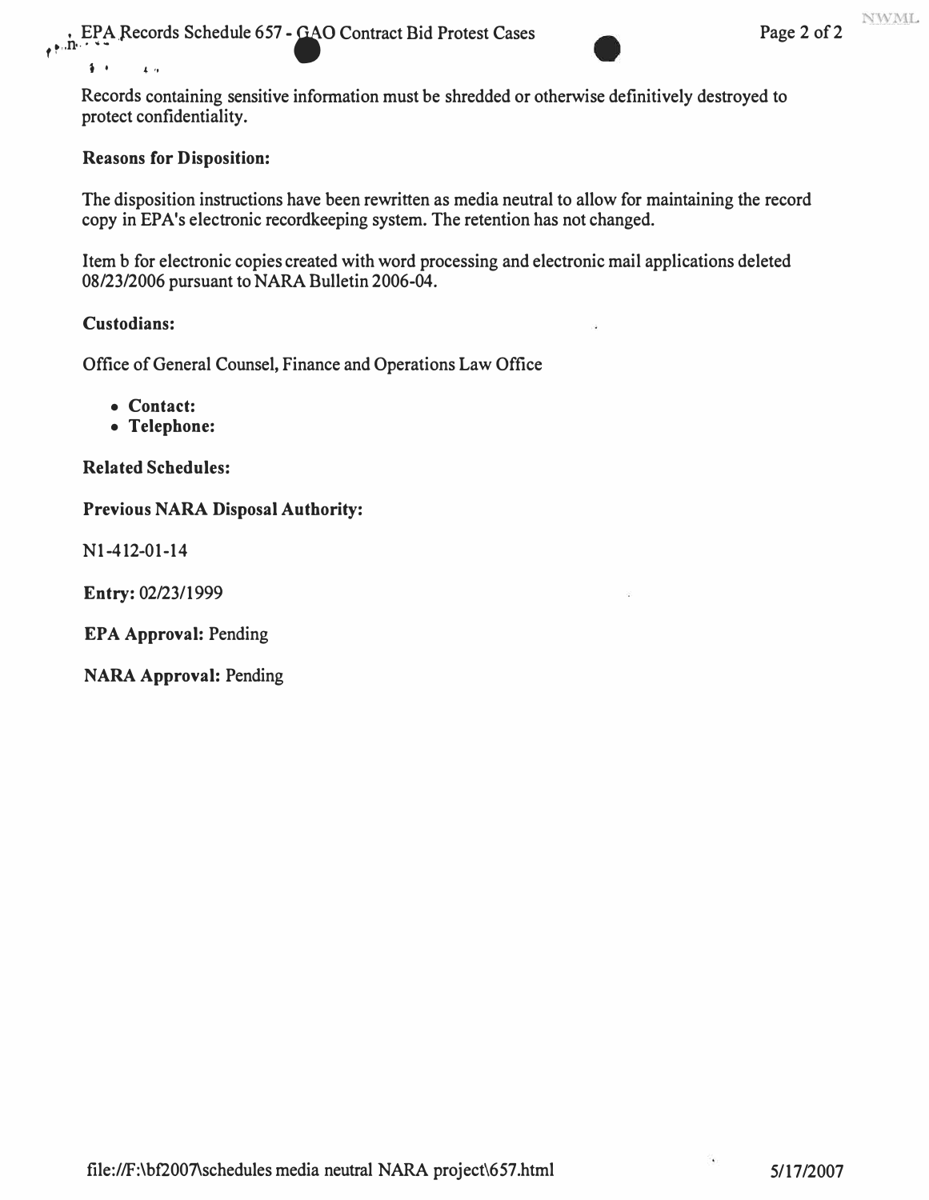Records containing sensitive information must be shredded or otherwise definitively destroyed to protect confidentiality.

**Reasons for Disposition:**

The disposition instructions have been rewritten as media neutral to allow for maintaining the record copy in EPA's electronic recordkeeping system. The retention has not changed.

Item b for electronic copies created with word processing and electronic mail applications deleted 08/23/2006 pursuant to NARA Bulletin 2006-04.

**Custodians:**

Office of General Counsel, Finance and Operations Law Office

- **Contact:**
- **Telephone:**

**Related Schedules:**

**Previous NARA Disposal Authority:**

N1-412-01-14

**Entry:** 02/23/1999

**EPA Approval:** Pending

**NARA Approval:** Pending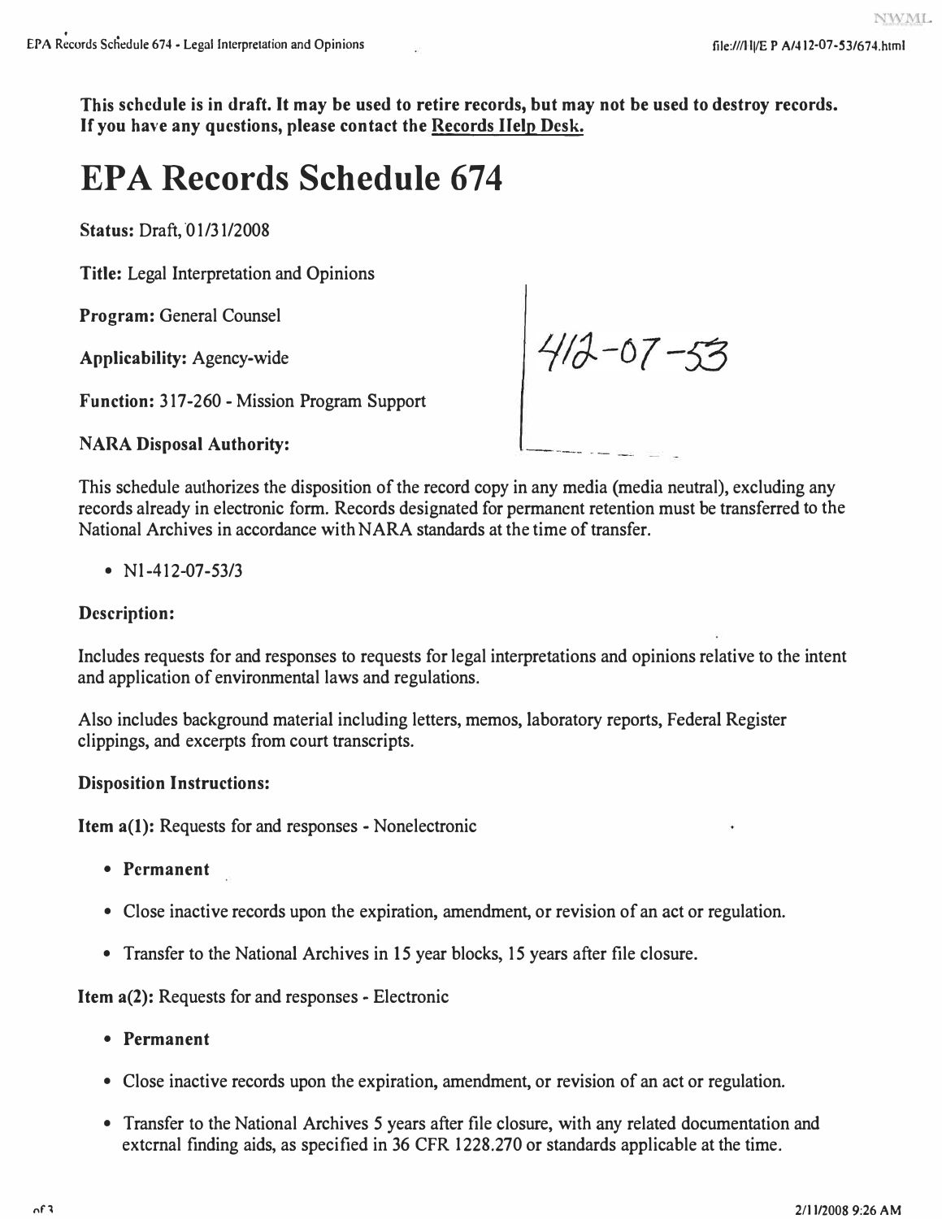**This schedule is in draft. It may be used to retire records, but may not be used to destroy records. If you have any questions, please contact the Records Help Desk.**

# EPA Records Schedule 674

**Status:** Draft, 01/31/2008

**Title:** Legal Interpretation and Opinions

**Program:** General Counsel

**Applicability:** Agency-wide

**Function:** 317-260 - Mission Program Support

**NARA Disposal Authority:**

412-07-53

This schedule authorizes the disposition of the record copy in any media (media neutral), excluding any records already in electronic form. Records designated for permanent retention must be transferred to the National Archives in accordance with NARA standards at the time of transfer.

- N1-412-07-53/3

**Description:**

Includes requests for and responses to requests for legal interpretations and opinions relative to the intent and application of environmental laws and regulations.

Also includes background material including letters, memos, laboratory reports, Federal Register clippings, and excerpts from court transcripts.

**Disposition Instructions:**

**Item a(1):** Requests for and responses - Nonelectronic

- **Permanent**
- Close inactive records upon the expiration, amendment, or revision of an act or regulation.
- Transfer to the National Archives in 15 year blocks, 15 years after file closure.

**Item a(2):** Requests for and responses - Electronic

- **Permanent**
- Close inactive records upon the expiration, amendment, or revision of an act or regulation.
- Transfer to the National Archives 5 years after file closure, with any related documentation and external finding aids, as specified in 36 CFR 1228.270 or standards applicable at the time.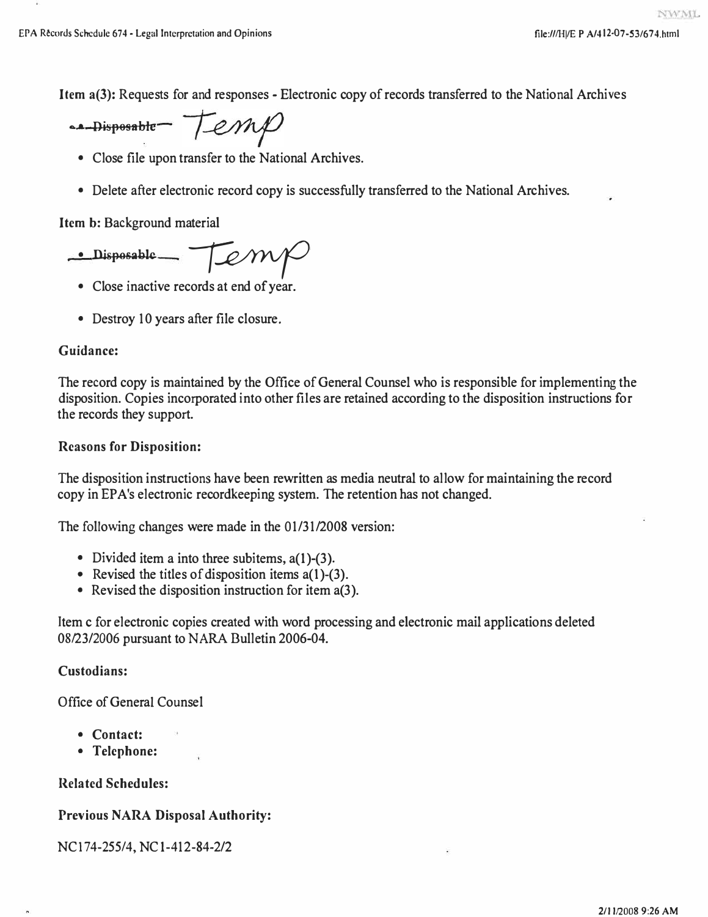**Item a(3):** Requests for and responses - Electronic copy of records transferred to the National Archives

~~Disposable~~ Temp

- Close file upon transfer to the National Archives.
- Delete after electronic record copy is successfully transferred to the National Archives.

**Item b:** Background material

~~Disposable~~ Temp

- Close inactive records at end of year.
- Destroy 10 years after file closure.

**Guidance:**

The record copy is maintained by the Office of General Counsel who is responsible for implementing the disposition. Copies incorporated into other files are retained according to the disposition instructions for the records they support.

**Reasons for Disposition:**

The disposition instructions have been rewritten as media neutral to allow for maintaining the record copy in EPA's electronic recordkeeping system. The retention has not changed.

The following changes were made in the 01/31/2008 version:

- Divided item a into three subitems, a(1)-(3).
- Revised the titles of disposition items a(1)-(3).
- Revised the disposition instruction for item a(3).

Item c for electronic copies created with word processing and electronic mail applications deleted 08/23/2006 pursuant to NARA Bulletin 2006-04.

**Custodians:**

Office of General Counsel

- **Contact:**
- **Telephone:**

**Related Schedules:**

**Previous NARA Disposal Authority:**

NC174-255/4, NC1-412-84-2/2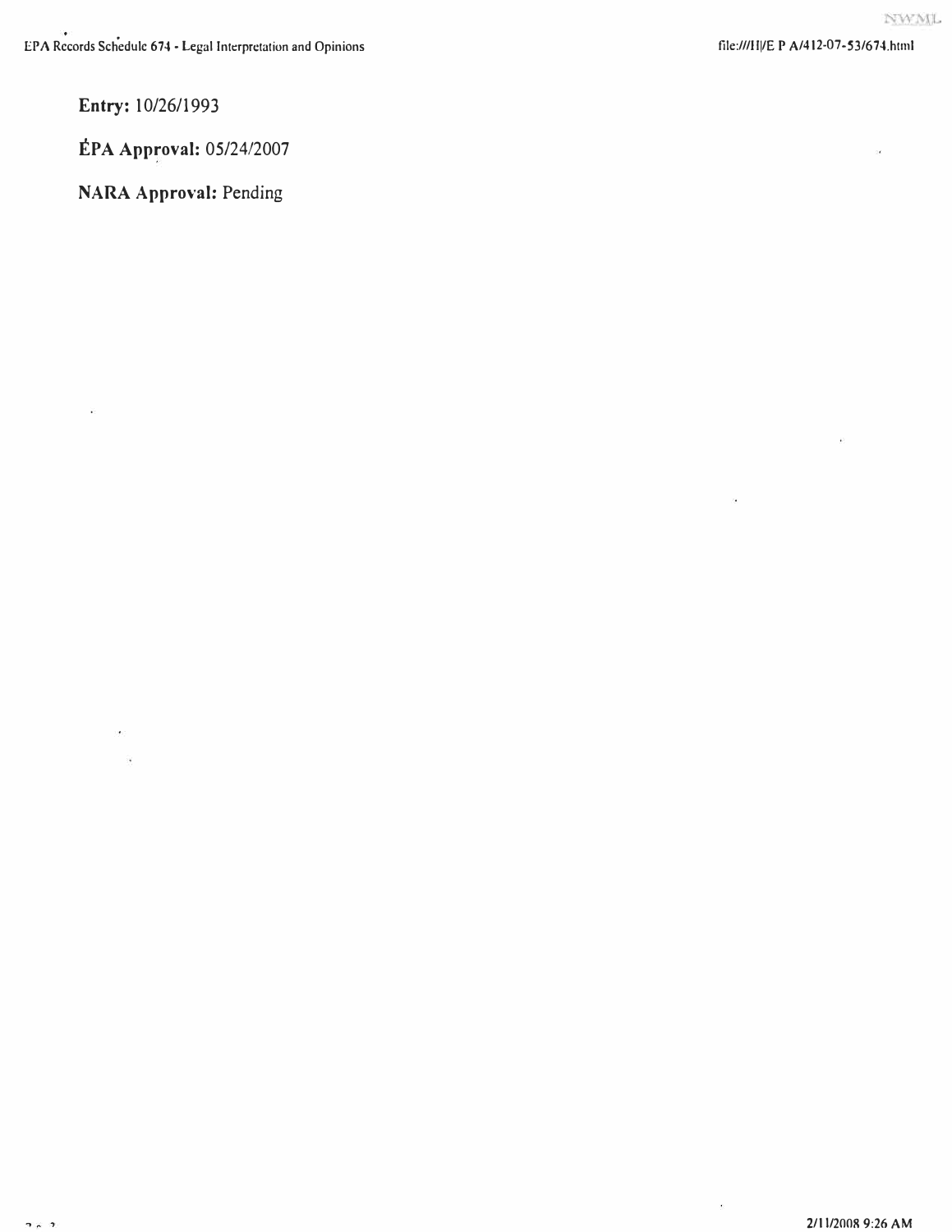**Entry:** 10/26/1993

**EPA Approval:** 05/24/2007

**NARA Approval:** Pending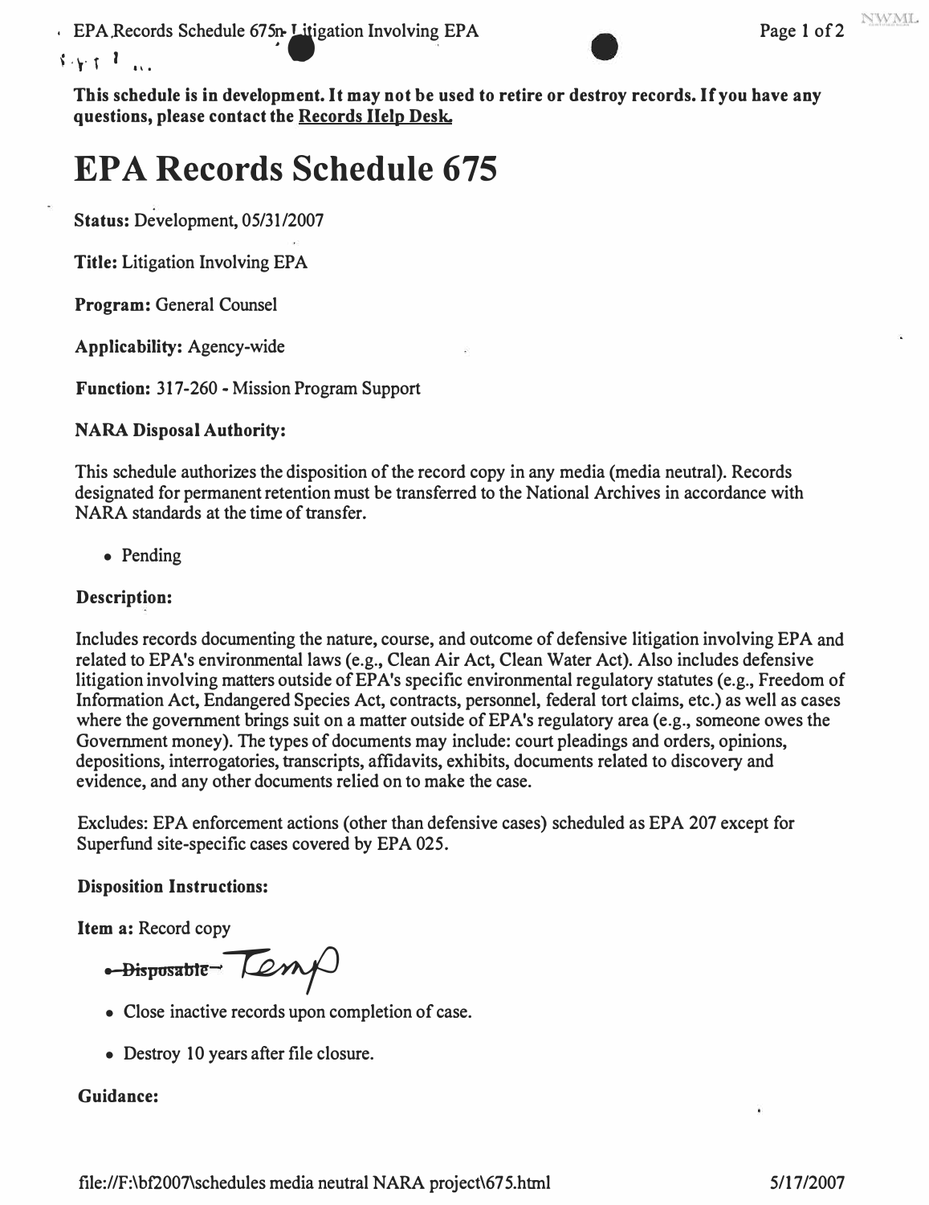**This schedule is in development. It may not be used to retire or destroy records. If you have any questions, please contact the Records Help Desk.**

# EPA Records Schedule 675

**Status:** Development, 05/31/2007

**Title:** Litigation Involving EPA

**Program:** General Counsel

**Applicability:** Agency-wide

**Function:** 317-260 - Mission Program Support

**NARA Disposal Authority:**

This schedule authorizes the disposition of the record copy in any media (media neutral). Records designated for permanent retention must be transferred to the National Archives in accordance with NARA standards at the time of transfer.

- Pending

**Description:**

Includes records documenting the nature, course, and outcome of defensive litigation involving EPA and related to EPA's environmental laws (e.g., Clean Air Act, Clean Water Act). Also includes defensive litigation involving matters outside of EPA's specific environmental regulatory statutes (e.g., Freedom of Information Act, Endangered Species Act, contracts, personnel, federal tort claims, etc.) as well as cases where the government brings suit on a matter outside of EPA's regulatory area (e.g., someone owes the Government money). The types of documents may include: court pleadings and orders, opinions, depositions, interrogatories, transcripts, affidavits, exhibits, documents related to discovery and evidence, and any other documents relied on to make the case.

Excludes: EPA enforcement actions (other than defensive cases) scheduled as EPA 207 except for Superfund site-specific cases covered by EPA 025.

**Disposition Instructions:**

**Item a:** Record copy

- ~~Disposable~~ Temp
- Close inactive records upon completion of case.
- Destroy 10 years after file closure.

**Guidance:**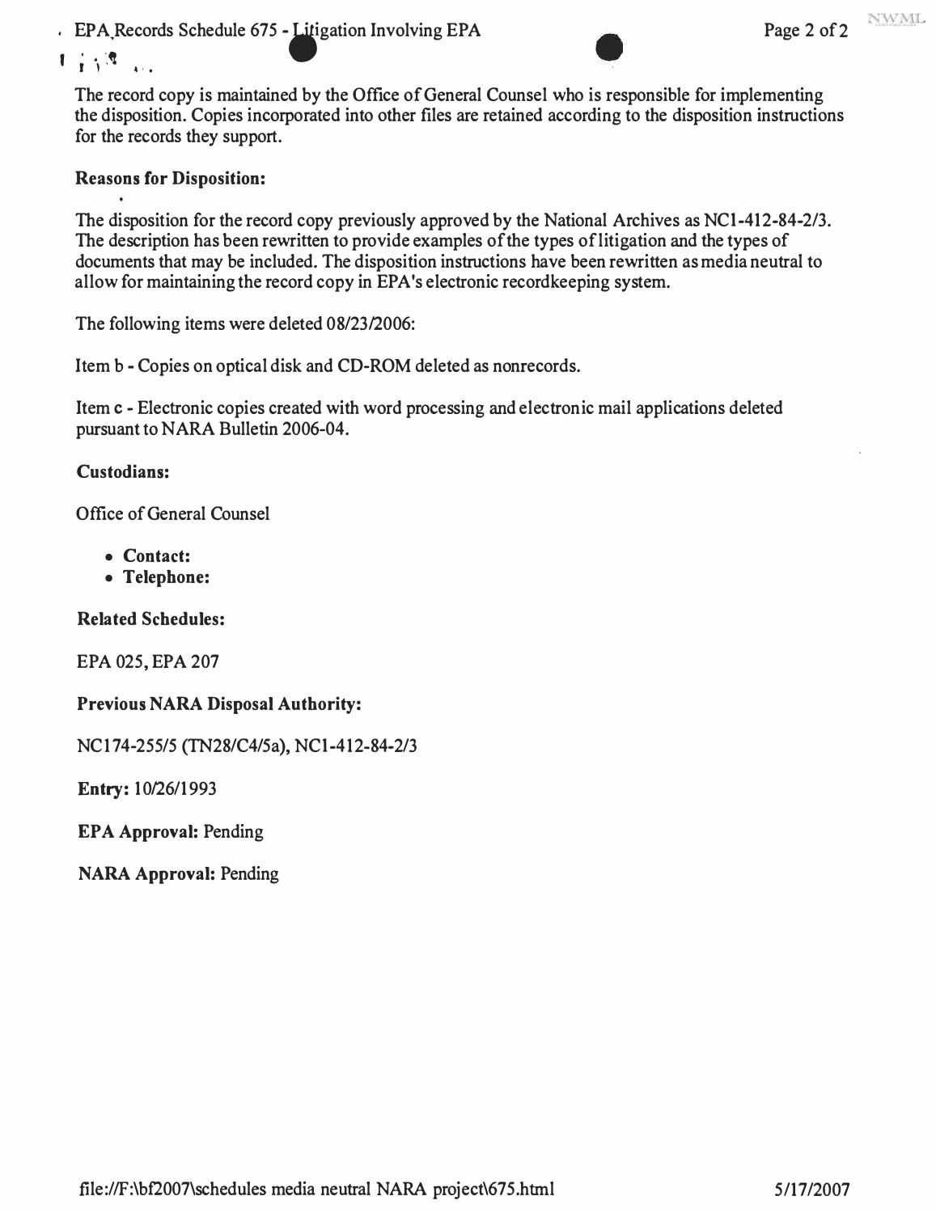The record copy is maintained by the Office of General Counsel who is responsible for implementing the disposition. Copies incorporated into other files are retained according to the disposition instructions for the records they support.

**Reasons for Disposition:**

The disposition for the record copy previously approved by the National Archives as NC1-412-84-2/3. The description has been rewritten to provide examples of the types of litigation and the types of documents that may be included. The disposition instructions have been rewritten as media neutral to allow for maintaining the record copy in EPA's electronic recordkeeping system.

The following items were deleted 08/23/2006:

Item b - Copies on optical disk and CD-ROM deleted as nonrecords.

Item c - Electronic copies created with word processing and electronic mail applications deleted pursuant to NARA Bulletin 2006-04.

**Custodians:**

Office of General Counsel

- **Contact:**
- **Telephone:**

**Related Schedules:**

EPA 025, EPA 207

**Previous NARA Disposal Authority:**

NC174-255/5 (TN28/C4/5a), NC1-412-84-2/3

**Entry:** 10/26/1993

**EPA Approval:** Pending

**NARA Approval:** Pending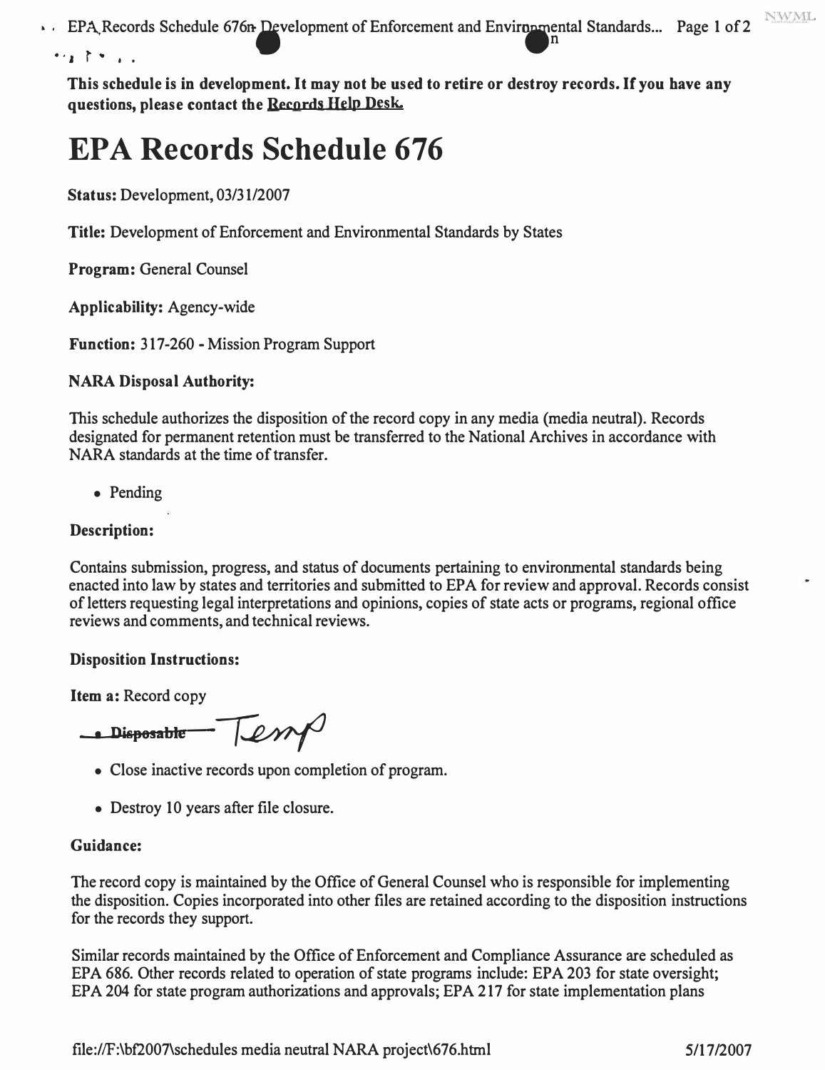**This schedule is in development. It may not be used to retire or destroy records. If you have any questions, please contact the Records Help Desk.**

# EPA Records Schedule 676

**Status:** Development, 03/31/2007

**Title:** Development of Enforcement and Environmental Standards by States

**Program:** General Counsel

**Applicability:** Agency-wide

**Function:** 317-260 - Mission Program Support

**NARA Disposal Authority:**

This schedule authorizes the disposition of the record copy in any media (media neutral). Records designated for permanent retention must be transferred to the National Archives in accordance with NARA standards at the time of transfer.

- Pending

**Description:**

Contains submission, progress, and status of documents pertaining to environmental standards being enacted into law by states and territories and submitted to EPA for review and approval. Records consist of letters requesting legal interpretations and opinions, copies of state acts or programs, regional office reviews and comments, and technical reviews.

**Disposition Instructions:**

**Item a:** Record copy

- ~~Disposable~~ Temp
- Close inactive records upon completion of program.
- Destroy 10 years after file closure.

**Guidance:**

The record copy is maintained by the Office of General Counsel who is responsible for implementing the disposition. Copies incorporated into other files are retained according to the disposition instructions for the records they support.

Similar records maintained by the Office of Enforcement and Compliance Assurance are scheduled as EPA 686. Other records related to operation of state programs include: EPA 203 for state oversight; EPA 204 for state program authorizations and approvals; EPA 217 for state implementation plans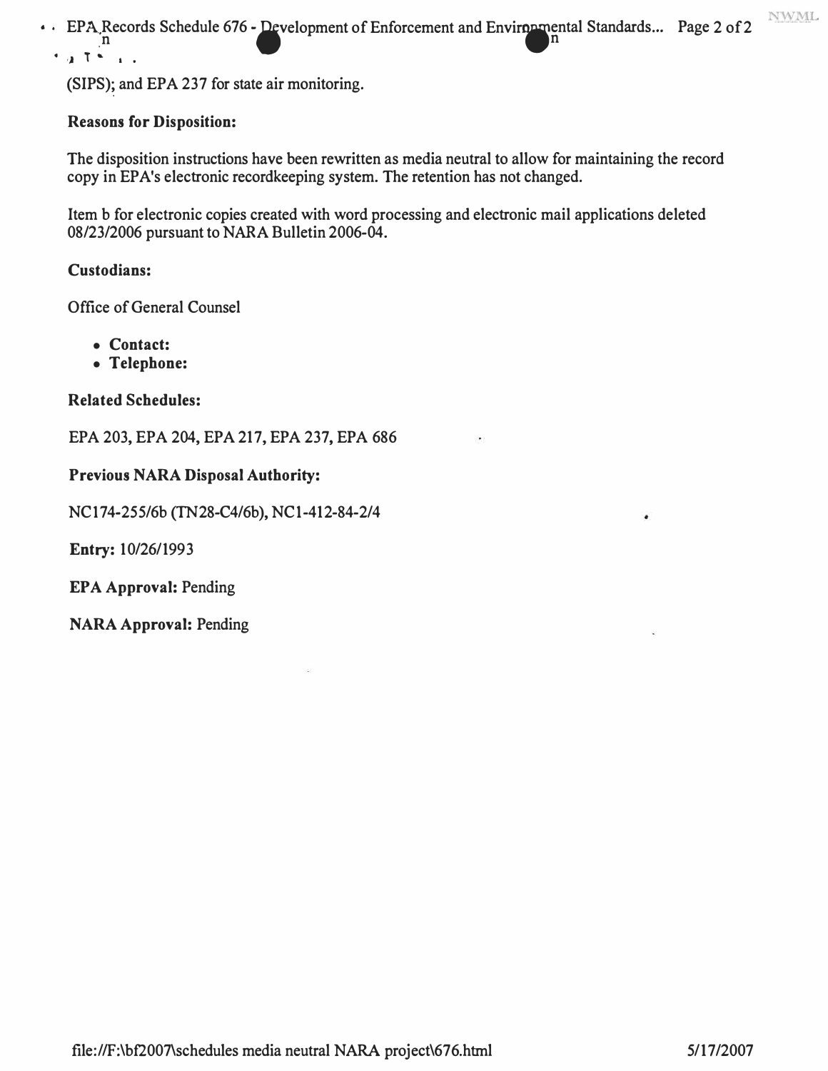(SIPS); and EPA 237 for state air monitoring.

**Reasons for Disposition:**

The disposition instructions have been rewritten as media neutral to allow for maintaining the record copy in EPA's electronic recordkeeping system. The retention has not changed.

Item b for electronic copies created with word processing and electronic mail applications deleted 08/23/2006 pursuant to NARA Bulletin 2006-04.

**Custodians:**

Office of General Counsel

- **Contact:**
- **Telephone:**

**Related Schedules:**

EPA 203, EPA 204, EPA 217, EPA 237, EPA 686

**Previous NARA Disposal Authority:**

NC174-255/6b (TN28-C4/6b), NC1-412-84-2/4

**Entry:** 10/26/1993

**EPA Approval:** Pending

**NARA Approval:** Pending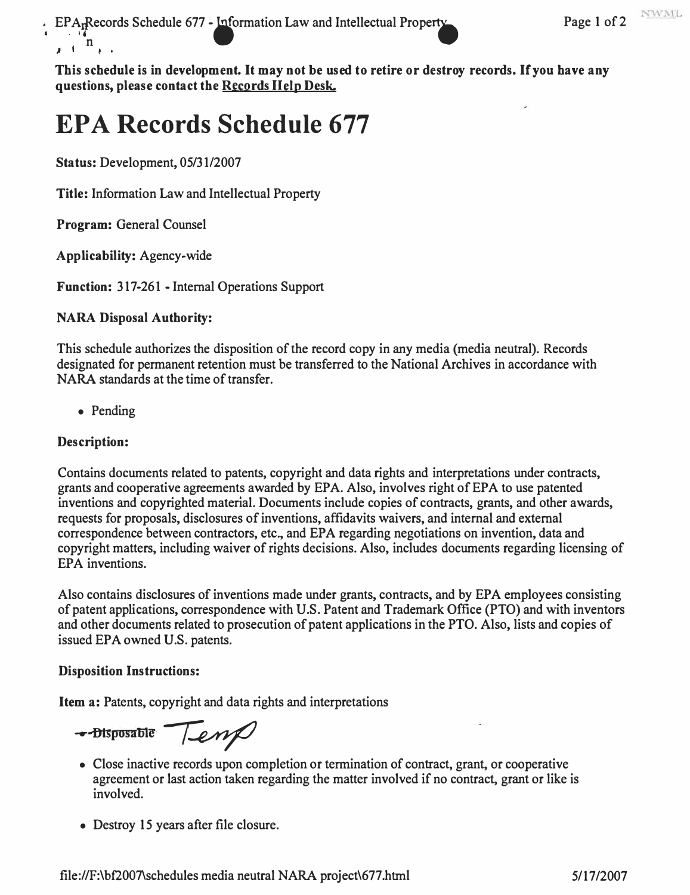This schedule is in development. It may not be used to retire or destroy records. If you have any questions, please contact the Records Help Desk.

# EPA Records Schedule 677

**Status:** Development, 05/31/2007

**Title:** Information Law and Intellectual Property

**Program:** General Counsel

**Applicability:** Agency-wide

**Function:** 317-261 - Internal Operations Support

**NARA Disposal Authority:**

This schedule authorizes the disposition of the record copy in any media (media neutral). Records designated for permanent retention must be transferred to the National Archives in accordance with NARA standards at the time of transfer.

- Pending

**Description:**

Contains documents related to patents, copyright and data rights and interpretations under contracts, grants and cooperative agreements awarded by EPA. Also, involves right of EPA to use patented inventions and copyrighted material. Documents include copies of contracts, grants, and other awards, requests for proposals, disclosures of inventions, affidavits waivers, and internal and external correspondence between contractors, etc., and EPA regarding negotiations on invention, data and copyright matters, including waiver of rights decisions. Also, includes documents regarding licensing of EPA inventions.

Also contains disclosures of inventions made under grants, contracts, and by EPA employees consisting of patent applications, correspondence with U.S. Patent and Trademark Office (PTO) and with inventors and other documents related to prosecution of patent applications in the PTO. Also, lists and copies of issued EPA owned U.S. patents.

**Disposition Instructions:**

**Item a:** Patents, copyright and data rights and interpretations

~~Disposable~~ Temp

- Close inactive records upon completion or termination of contract, grant, or cooperative agreement or last action taken regarding the matter involved if no contract, grant or like is involved.
- Destroy 15 years after file closure.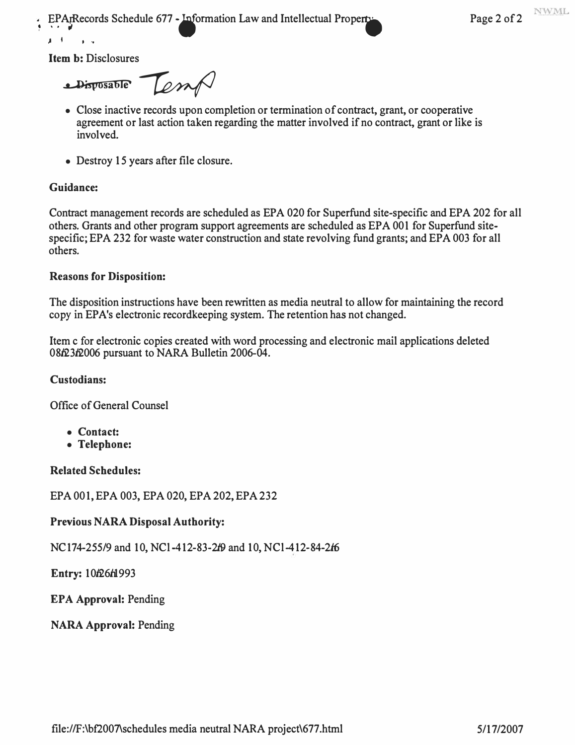**Item b:** Disclosures

- ~~Disposable~~ Temp

- Close inactive records upon completion or termination of contract, grant, or cooperative agreement or last action taken regarding the matter involved if no contract, grant or like is involved.
- Destroy 15 years after file closure.

**Guidance:**

Contract management records are scheduled as EPA 020 for Superfund site-specific and EPA 202 for all others. Grants and other program support agreements are scheduled as EPA 001 for Superfund site-specific; EPA 232 for waste water construction and state revolving fund grants; and EPA 003 for all others.

**Reasons for Disposition:**

The disposition instructions have been rewritten as media neutral to allow for maintaining the record copy in EPA's electronic recordkeeping system. The retention has not changed.

Item c for electronic copies created with word processing and electronic mail applications deleted 08/23/2006 pursuant to NARA Bulletin 2006-04.

**Custodians:**

Office of General Counsel

- **Contact:**
- **Telephone:**

**Related Schedules:**

EPA 001, EPA 003, EPA 020, EPA 202, EPA 232

**Previous NARA Disposal Authority:**

NC174-255/9 and 10, NC1-412-83-2/9 and 10, NC1-412-84-2/6

**Entry:** 10/26/1993

**EPA Approval:** Pending

**NARA Approval:** Pending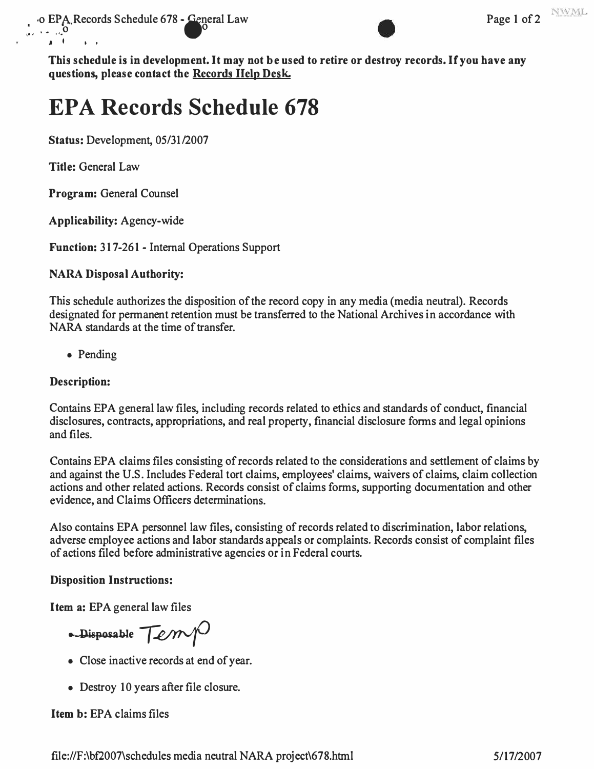**This schedule is in development. It may not be used to retire or destroy records. If you have any questions, please contact the Records Help Desk.**

# EPA Records Schedule 678

**Status:** Development, 05/31/2007

**Title:** General Law

**Program:** General Counsel

**Applicability:** Agency-wide

**Function:** 317-261 - Internal Operations Support

**NARA Disposal Authority:**

This schedule authorizes the disposition of the record copy in any media (media neutral). Records designated for permanent retention must be transferred to the National Archives in accordance with NARA standards at the time of transfer.

- Pending

**Description:**

Contains EPA general law files, including records related to ethics and standards of conduct, financial disclosures, contracts, appropriations, and real property, financial disclosure forms and legal opinions and files.

Contains EPA claims files consisting of records related to the considerations and settlement of claims by and against the U.S. Includes Federal tort claims, employees' claims, waivers of claims, claim collection actions and other related actions. Records consist of claims forms, supporting documentation and other evidence, and Claims Officers determinations.

Also contains EPA personnel law files, consisting of records related to discrimination, labor relations, adverse employee actions and labor standards appeals or complaints. Records consist of complaint files of actions filed before administrative agencies or in Federal courts.

**Disposition Instructions:**

**Item a:** EPA general law files

- ~~Disposable~~ Temp
- Close inactive records at end of year.
- Destroy 10 years after file closure.

**Item b:** EPA claims files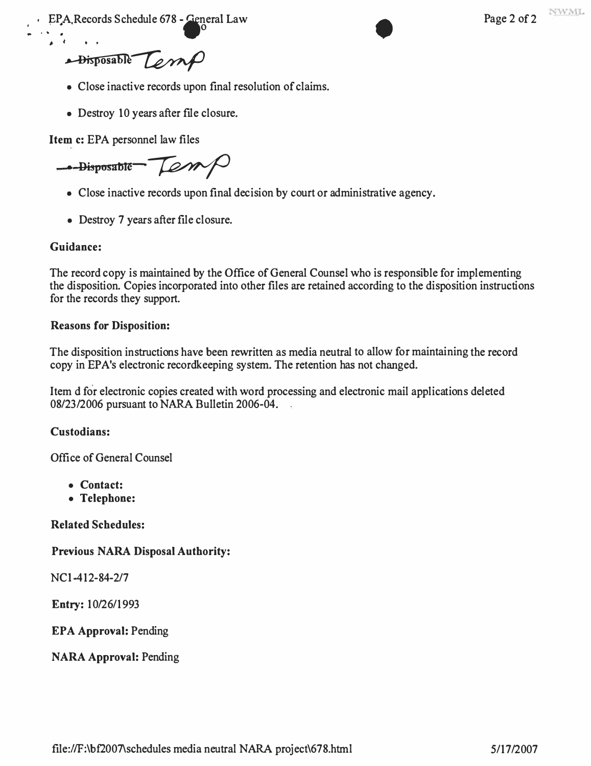~~Disposable~~ Temp

- Close inactive records upon final resolution of claims.
- Destroy 10 years after file closure.

**Item c:** EPA personnel law files

~~Disposable~~ Temp

- Close inactive records upon final decision by court or administrative agency.
- Destroy 7 years after file closure.

**Guidance:**

The record copy is maintained by the Office of General Counsel who is responsible for implementing the disposition. Copies incorporated into other files are retained according to the disposition instructions for the records they support.

**Reasons for Disposition:**

The disposition instructions have been rewritten as media neutral to allow for maintaining the record copy in EPA's electronic recordkeeping system. The retention has not changed.

Item d for electronic copies created with word processing and electronic mail applications deleted 08/23/2006 pursuant to NARA Bulletin 2006-04.

**Custodians:**

Office of General Counsel

- **Contact:**
- **Telephone:**

**Related Schedules:**

**Previous NARA Disposal Authority:**

NC1-412-84-2/7

**Entry:** 10/26/1993

**EPA Approval:** Pending

**NARA Approval:** Pending

file://F:\bf2007\schedules media neutral NARA project\678.html 5/17/2007